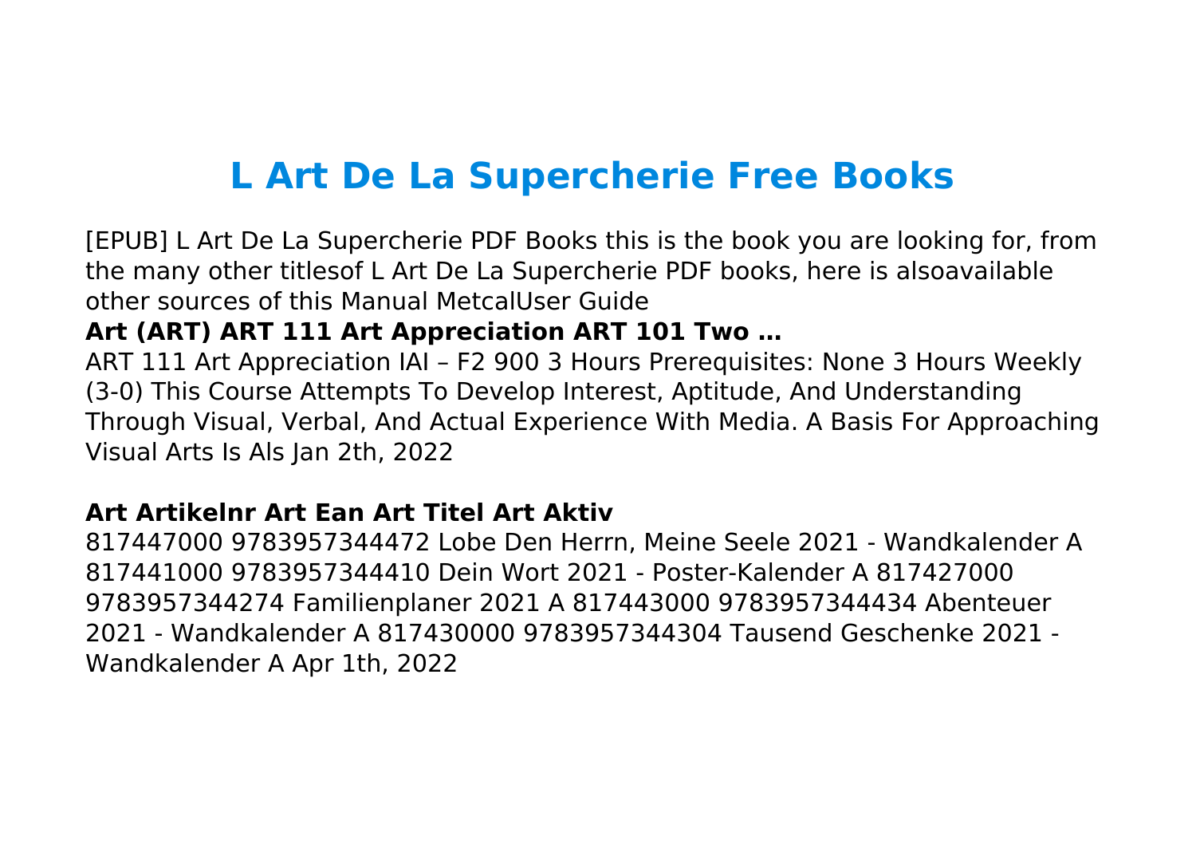# L Art De La Supercherie Free Books

[EPUB] L Art De La Supercherie PDF Books this is the book you are looking for, from the many other titlesof L Art De La Supercherie PDF books, here is alsoavailable other sources of this Manual MetcalUser Guide

## Art (ART) ART 111 Art Appreciation ART 101 Two …

ART 111 Art Appreciation IAI – F2 900 3 Hours Prerequisites: None 3 Hours Weekly (3-0) This Course Attempts To Develop Interest, Aptitude, And Understanding Through Visual, Verbal, And Actual Experience With Media. A Basis For Approaching Visual Arts Is Als Jan 2th, 2022

## Art Artikelnr Art Ean Art Titel Art Aktiv

817447000 9783957344472 Lobe Den Herrn, Meine Seele 2021 - Wandkalender A 817441000 9783957344410 Dein Wort 2021 - Poster-Kalender A 817427000 9783957344274 Familienplaner 2021 A 817443000 9783957344434 Abenteuer 2021 - Wandkalender A 817430000 9783957344304 Tausend Geschenke 2021 - Wandkalender A Apr 1th, 2022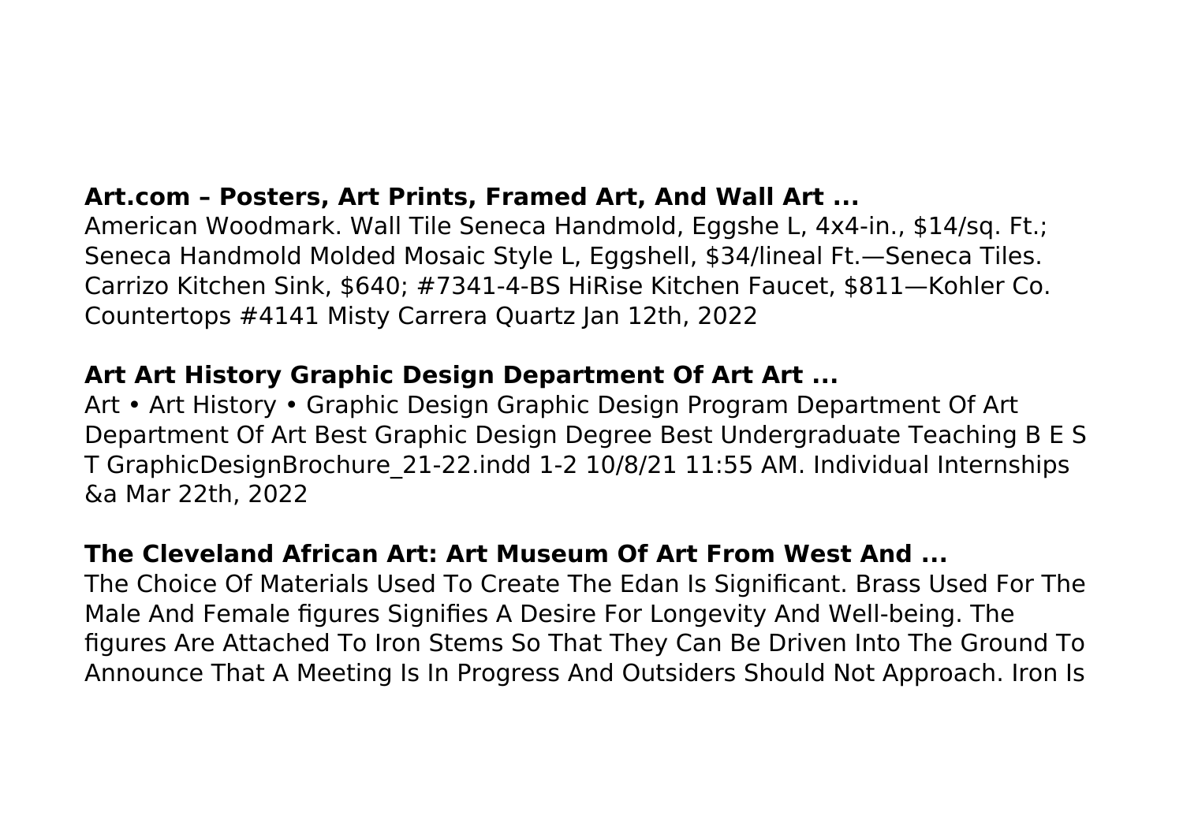**Art.com – Posters, Art Prints, Framed Art, And Wall Art ...**

American Woodmark. Wall Tile Seneca Handmold, Eggshe L, 4x4-in., $14/sq. Ft.; Seneca Handmold Molded Mosaic Style L, Eggshell, $34/lineal Ft.—Seneca Tiles. Carrizo Kitchen Sink, $640; #7341-4-BS HiRise Kitchen Faucet, $811—Kohler Co. Countertops #4141 Misty Carrera Quartz Jan 12th, 2022

**Art Art History Graphic Design Department Of Art Art ...**

Art • Art History • Graphic Design Graphic Design Program Department Of Art Department Of Art Best Graphic Design Degree Best Undergraduate Teaching B E S T GraphicDesignBrochure_21-22.indd 1-2 10/8/21 11:55 AM. Individual Internships &a Mar 22th, 2022

**The Cleveland African Art: Art Museum Of Art From West And ...**

The Choice Of Materials Used To Create The Edan Is Significant. Brass Used For The Male And Female figures Signifies A Desire For Longevity And Well-being. The figures Are Attached To Iron Stems So That They Can Be Driven Into The Ground To Announce That A Meeting Is In Progress And Outsiders Should Not Approach. Iron Is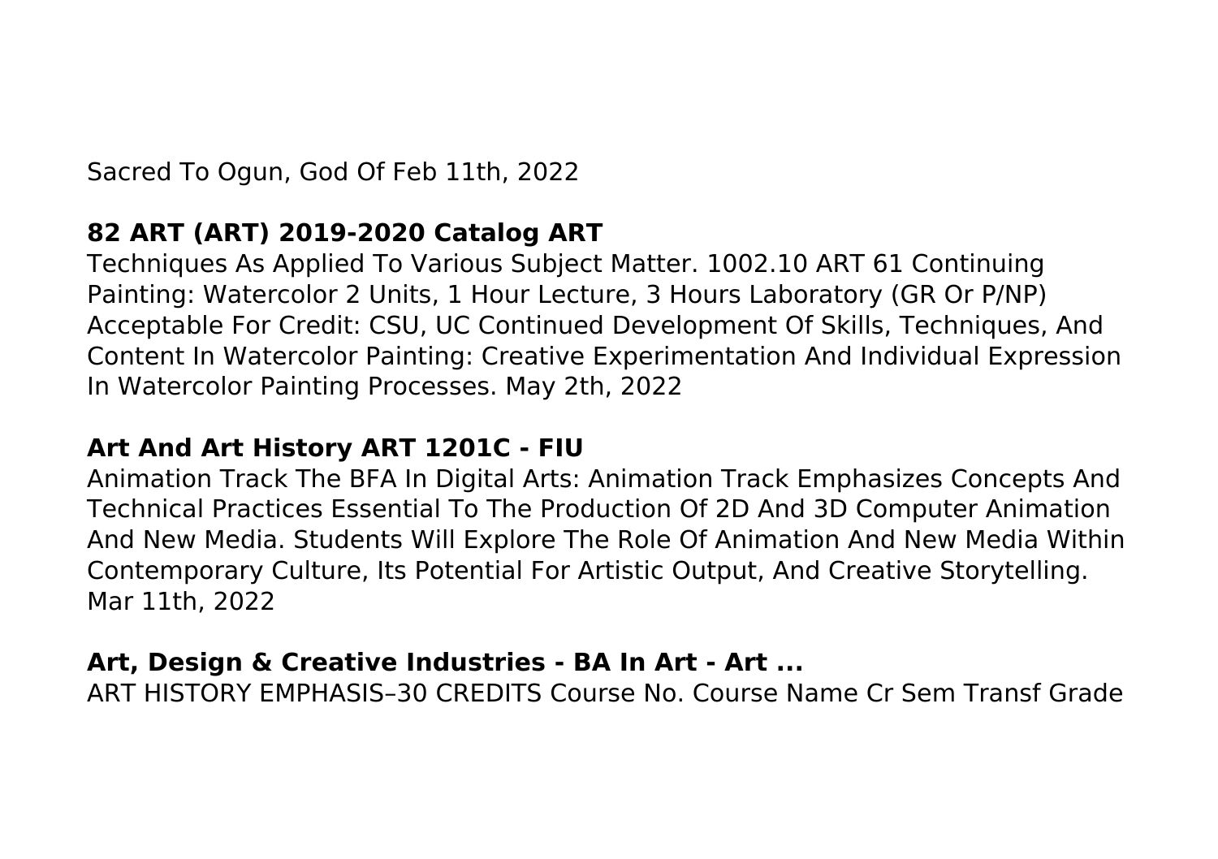Sacred To Ogun, God Of Feb 11th, 2022

**82 ART (ART) 2019-2020 Catalog ART**

Techniques As Applied To Various Subject Matter. 1002.10 ART 61 Continuing Painting: Watercolor 2 Units, 1 Hour Lecture, 3 Hours Laboratory (GR Or P/NP) Acceptable For Credit: CSU, UC Continued Development Of Skills, Techniques, And Content In Watercolor Painting: Creative Experimentation And Individual Expression In Watercolor Painting Processes. May 2th, 2022

**Art And Art History ART 1201C - FIU**

Animation Track The BFA In Digital Arts: Animation Track Emphasizes Concepts And Technical Practices Essential To The Production Of 2D And 3D Computer Animation And New Media. Students Will Explore The Role Of Animation And New Media Within Contemporary Culture, Its Potential For Artistic Output, And Creative Storytelling. Mar 11th, 2022

**Art, Design & Creative Industries - BA In Art - Art ...**

ART HISTORY EMPHASIS–30 CREDITS Course No. Course Name Cr Sem Transf Grade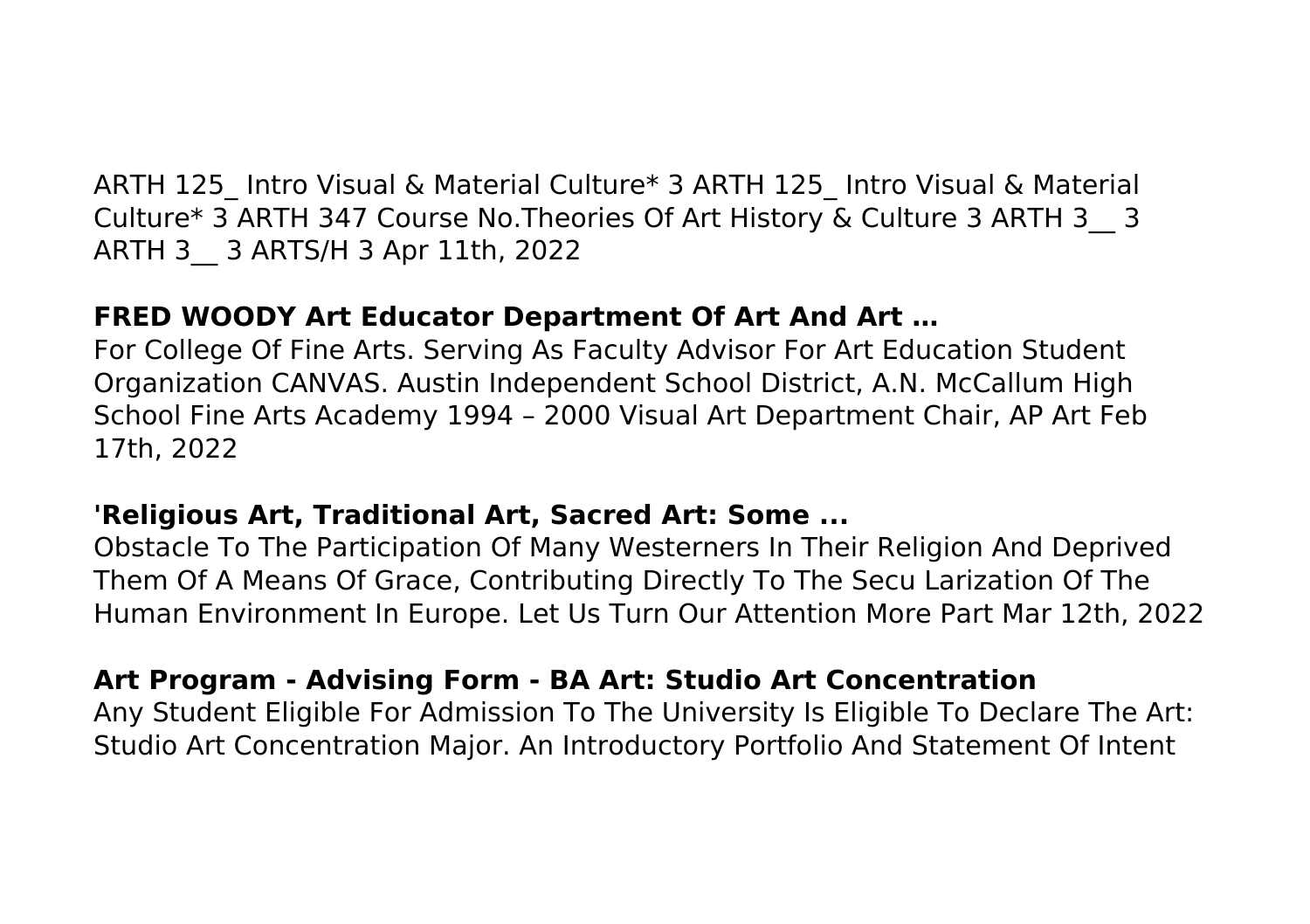ARTH 125_ Intro Visual & Material Culture* 3 ARTH 125_ Intro Visual & Material Culture* 3 ARTH 347 Course No.Theories Of Art History & Culture 3 ARTH 3__ 3 ARTH 3__ 3 ARTS/H 3 Apr 11th, 2022

**FRED WOODY Art Educator Department Of Art And Art …**

For College Of Fine Arts. Serving As Faculty Advisor For Art Education Student Organization CANVAS. Austin Independent School District, A.N. McCallum High School Fine Arts Academy 1994 – 2000 Visual Art Department Chair, AP Art Feb 17th, 2022

**'Religious Art, Traditional Art, Sacred Art: Some ...**

Obstacle To The Participation Of Many Westerners In Their Religion And Deprived Them Of A Means Of Grace, Contributing Directly To The Secu Larization Of The Human Environment In Europe. Let Us Turn Our Attention More Part Mar 12th, 2022

**Art Program - Advising Form - BA Art: Studio Art Concentration**

Any Student Eligible For Admission To The University Is Eligible To Declare The Art: Studio Art Concentration Major. An Introductory Portfolio And Statement Of Intent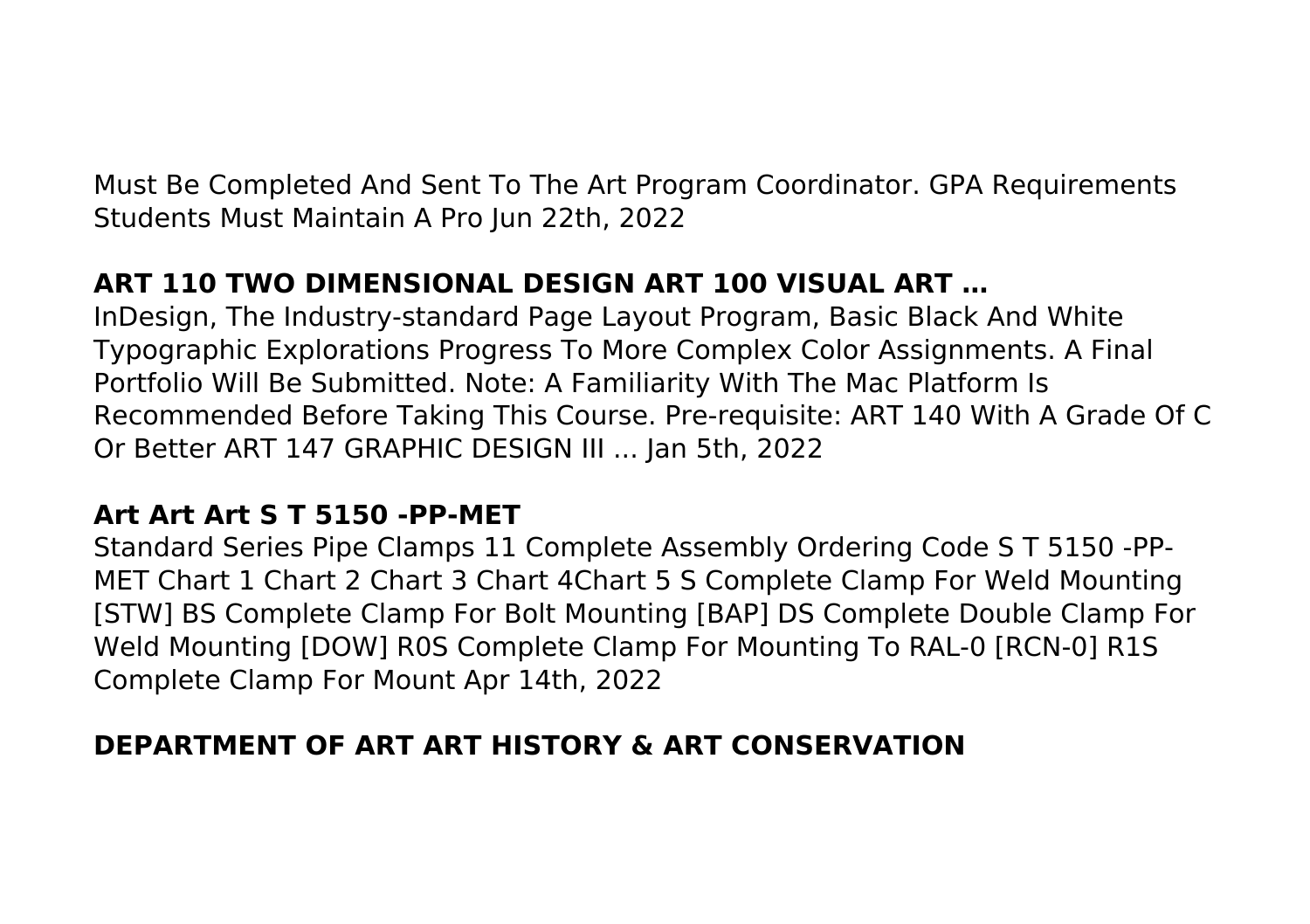Must Be Completed And Sent To The Art Program Coordinator. GPA Requirements Students Must Maintain A Pro Jun 22th, 2022

## ART 110 TWO DIMENSIONAL DESIGN ART 100 VISUAL ART …

InDesign, The Industry-standard Page Layout Program, Basic Black And White Typographic Explorations Progress To More Complex Color Assignments. A Final Portfolio Will Be Submitted. Note: A Familiarity With The Mac Platform Is Recommended Before Taking This Course. Pre-requisite: ART 140 With A Grade Of C Or Better ART 147 GRAPHIC DESIGN III ... Jan 5th, 2022

## Art Art Art S T 5150 -PP-MET

Standard Series Pipe Clamps 11 Complete Assembly Ordering Code S T 5150 -PP-MET Chart 1 Chart 2 Chart 3 Chart 4Chart 5 S Complete Clamp For Weld Mounting [STW] BS Complete Clamp For Bolt Mounting [BAP] DS Complete Double Clamp For Weld Mounting [DOW] R0S Complete Clamp For Mounting To RAL-0 [RCN-0] R1S Complete Clamp For Mount Apr 14th, 2022

## DEPARTMENT OF ART ART HISTORY & ART CONSERVATION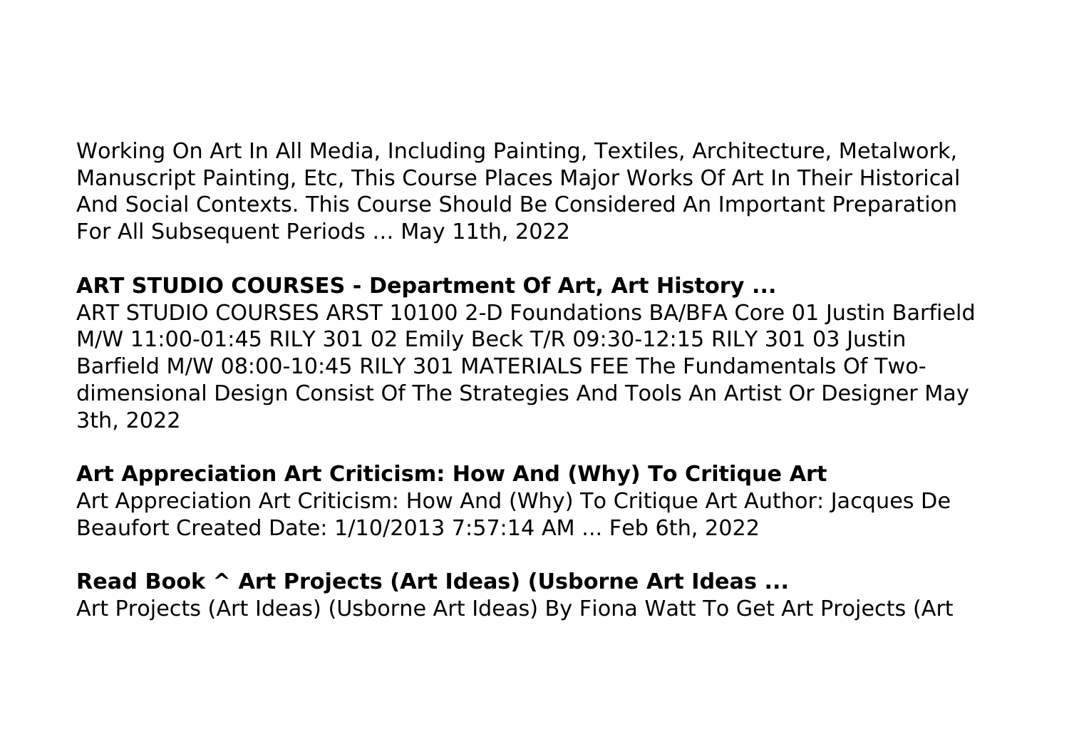Working On Art In All Media, Including Painting, Textiles, Architecture, Metalwork, Manuscript Painting, Etc, This Course Places Major Works Of Art In Their Historical And Social Contexts. This Course Should Be Considered An Important Preparation For All Subsequent Periods … May 11th, 2022

**ART STUDIO COURSES - Department Of Art, Art History ...**

ART STUDIO COURSES ARST 10100 2-D Foundations BA/BFA Core 01 Justin Barfield M/W 11:00-01:45 RILY 301 02 Emily Beck T/R 09:30-12:15 RILY 301 03 Justin Barfield M/W 08:00-10:45 RILY 301 MATERIALS FEE The Fundamentals Of Two-dimensional Design Consist Of The Strategies And Tools An Artist Or Designer May 3th, 2022

**Art Appreciation Art Criticism: How And (Why) To Critique Art**

Art Appreciation Art Criticism: How And (Why) To Critique Art Author: Jacques De Beaufort Created Date: 1/10/2013 7:57:14 AM ... Feb 6th, 2022

**Read Book ^ Art Projects (Art Ideas) (Usborne Art Ideas ...**

Art Projects (Art Ideas) (Usborne Art Ideas) By Fiona Watt To Get Art Projects (Art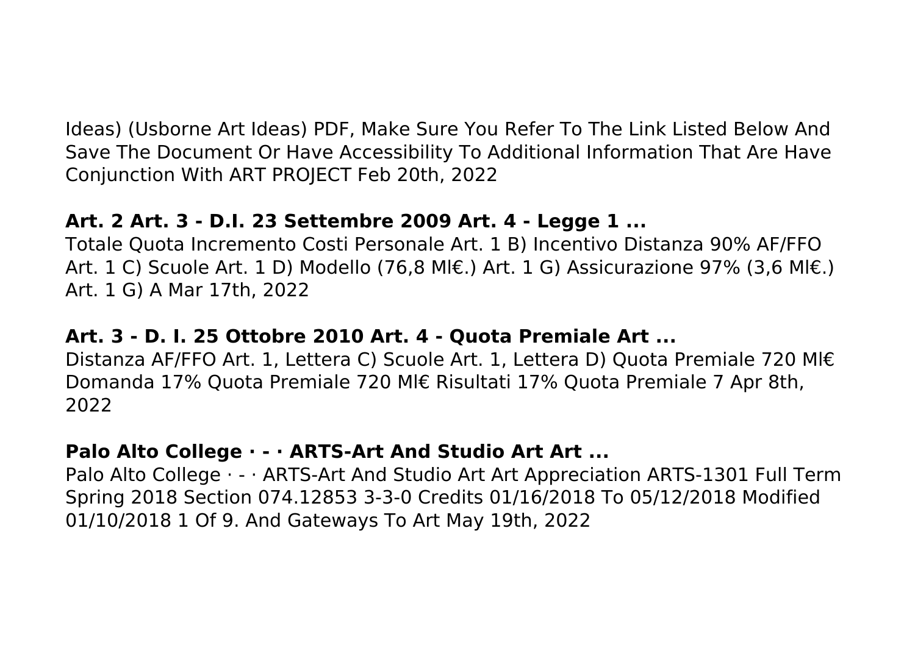Ideas) (Usborne Art Ideas) PDF, Make Sure You Refer To The Link Listed Below And Save The Document Or Have Accessibility To Additional Information That Are Have Conjunction With ART PROJECT Feb 20th, 2022

**Art. 2 Art. 3 - D.I. 23 Settembre 2009 Art. 4 - Legge 1 ...**

Totale Quota Incremento Costi Personale Art. 1 B) Incentivo Distanza 90% AF/FFO Art. 1 C) Scuole Art. 1 D) Modello (76,8 Ml€.) Art. 1 G) Assicurazione 97% (3,6 Ml€.) Art. 1 G) A Mar 17th, 2022

**Art. 3 - D. I. 25 Ottobre 2010 Art. 4 - Quota Premiale Art ...**

Distanza AF/FFO Art. 1, Lettera C) Scuole Art. 1, Lettera D) Quota Premiale 720 Ml€ Domanda 17% Quota Premiale 720 Ml€ Risultati 17% Quota Premiale 7 Apr 8th, 2022

**Palo Alto College · - · ARTS-Art And Studio Art Art ...**

Palo Alto College · - · ARTS-Art And Studio Art Art Appreciation ARTS-1301 Full Term Spring 2018 Section 074.12853 3-3-0 Credits 01/16/2018 To 05/12/2018 Modified 01/10/2018 1 Of 9. And Gateways To Art May 19th, 2022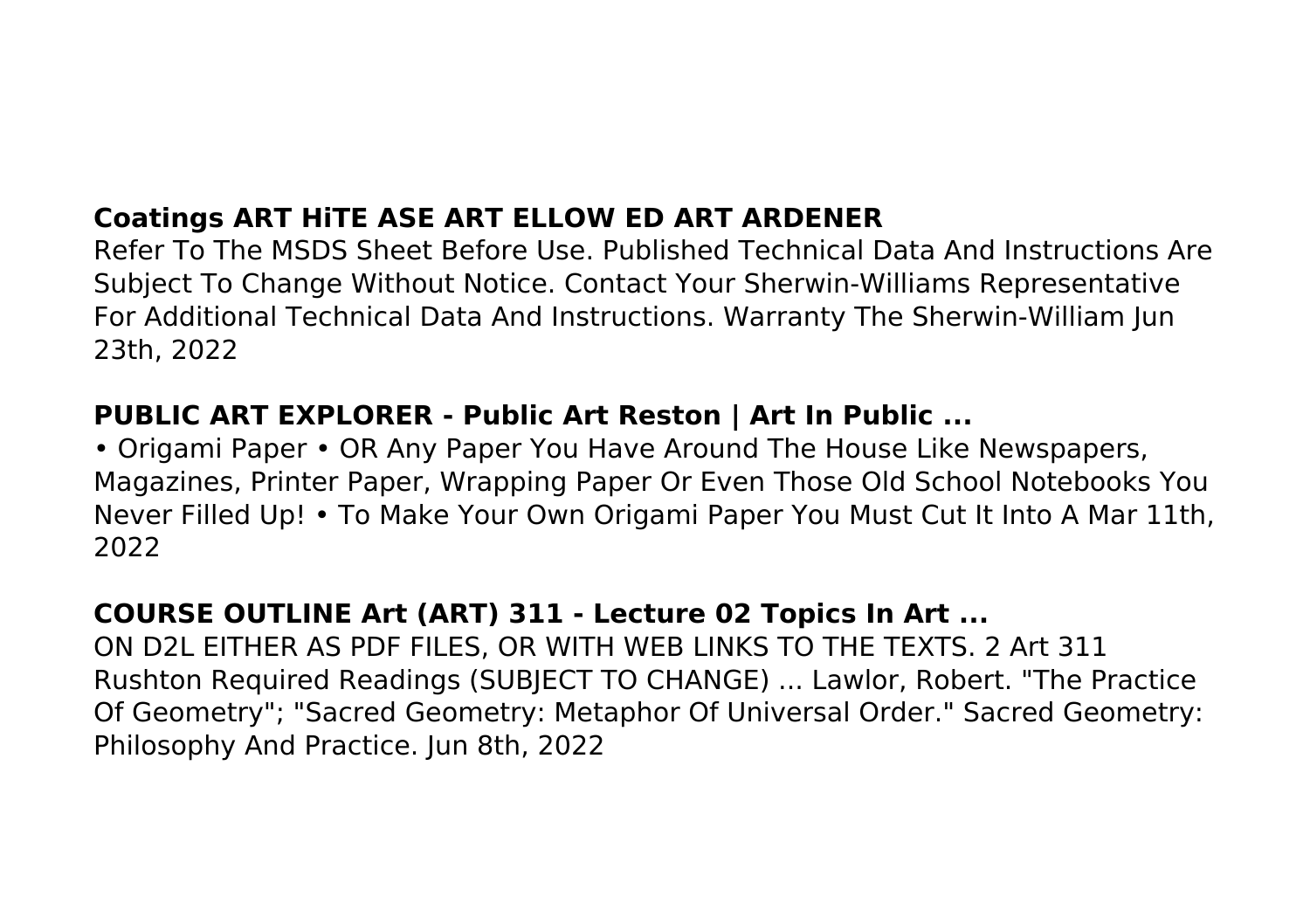## Coatings ART HiTE ASE ART ELLOW ED ART ARDENER

Refer To The MSDS Sheet Before Use. Published Technical Data And Instructions Are Subject To Change Without Notice. Contact Your Sherwin-Williams Representative For Additional Technical Data And Instructions. Warranty The Sherwin-William Jun 23th, 2022

## PUBLIC ART EXPLORER - Public Art Reston | Art In Public ...

• Origami Paper • OR Any Paper You Have Around The House Like Newspapers, Magazines, Printer Paper, Wrapping Paper Or Even Those Old School Notebooks You Never Filled Up! • To Make Your Own Origami Paper You Must Cut It Into A Mar 11th, 2022

## COURSE OUTLINE Art (ART) 311 - Lecture 02 Topics In Art ...

ON D2L EITHER AS PDF FILES, OR WITH WEB LINKS TO THE TEXTS. 2 Art 311 Rushton Required Readings (SUBJECT TO CHANGE) ... Lawlor, Robert. "The Practice Of Geometry"; "Sacred Geometry: Metaphor Of Universal Order." Sacred Geometry: Philosophy And Practice. Jun 8th, 2022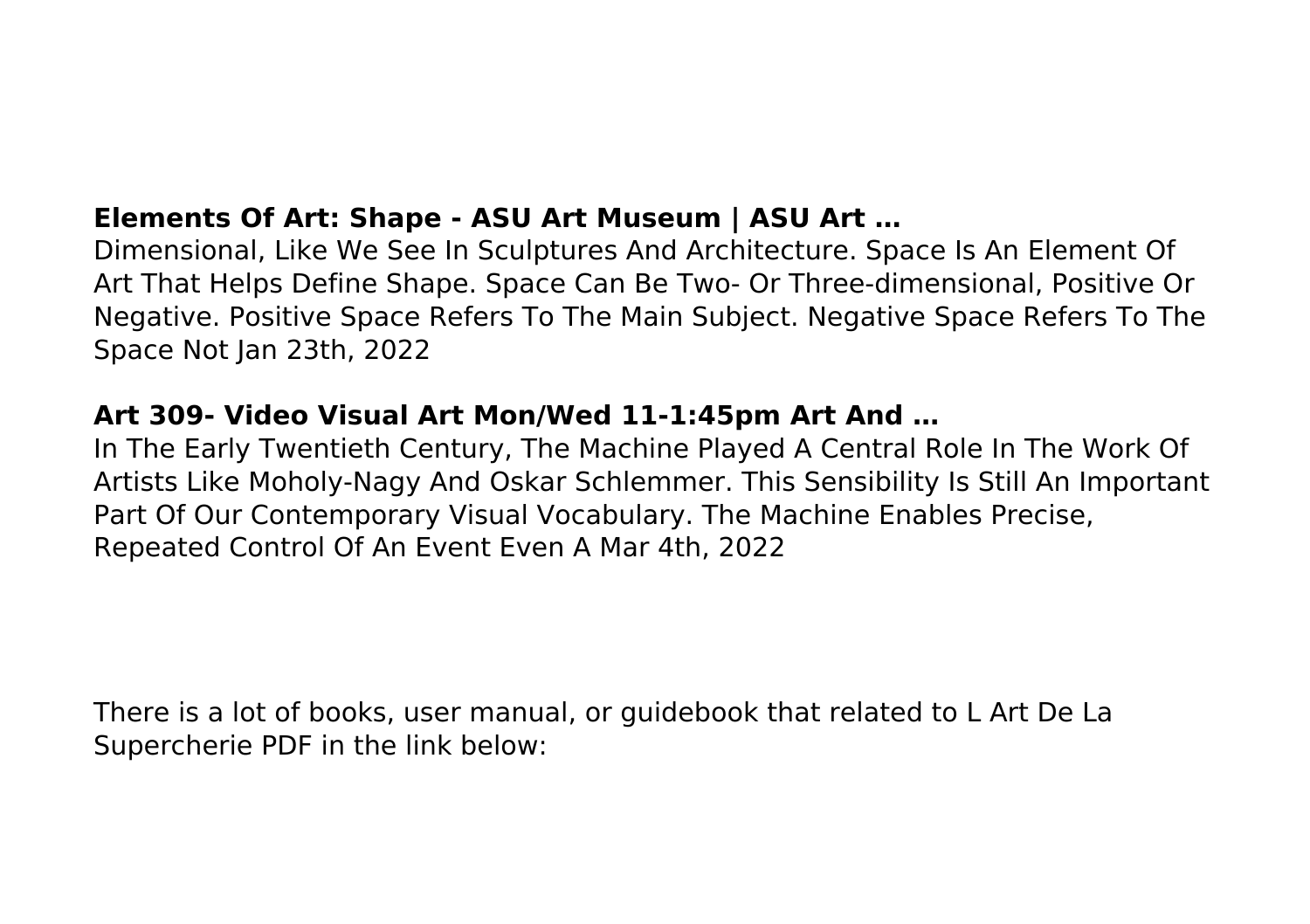**Elements Of Art: Shape - ASU Art Museum | ASU Art …**

Dimensional, Like We See In Sculptures And Architecture. Space Is An Element Of Art That Helps Define Shape. Space Can Be Two- Or Three-dimensional, Positive Or Negative. Positive Space Refers To The Main Subject. Negative Space Refers To The Space Not Jan 23th, 2022

**Art 309- Video Visual Art Mon/Wed 11-1:45pm Art And …**

In The Early Twentieth Century, The Machine Played A Central Role In The Work Of Artists Like Moholy-Nagy And Oskar Schlemmer. This Sensibility Is Still An Important Part Of Our Contemporary Visual Vocabulary. The Machine Enables Precise, Repeated Control Of An Event Even A Mar 4th, 2022

There is a lot of books, user manual, or guidebook that related to L Art De La Supercherie PDF in the link below: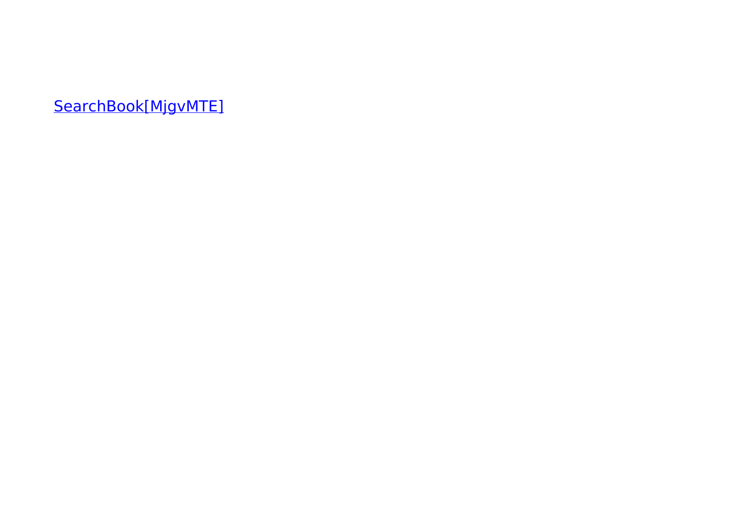SearchBook[MjgvMTE]